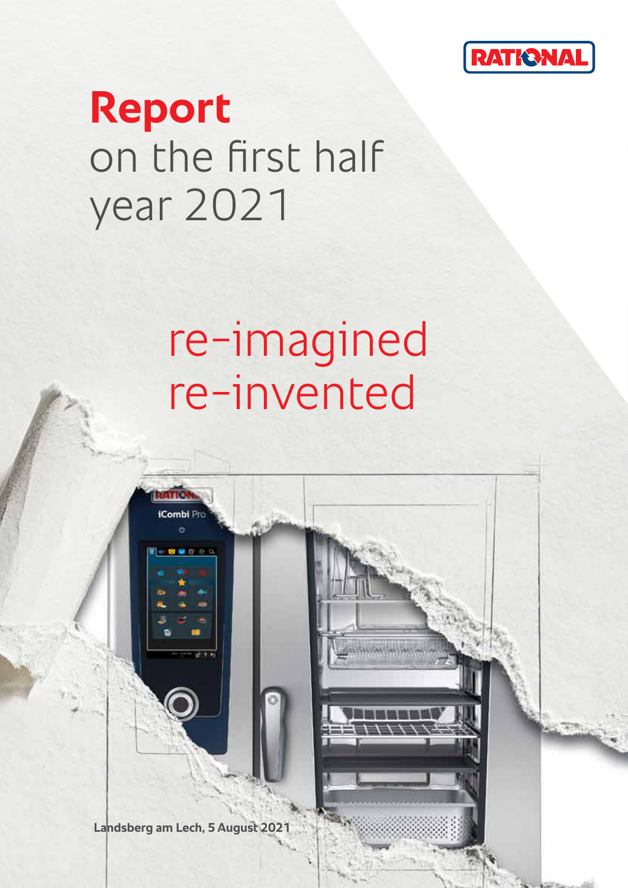RATIONAL

# Report
on the first half year 2021

re-imagined
re-invented

Landsberg am Lech, 5 August 2021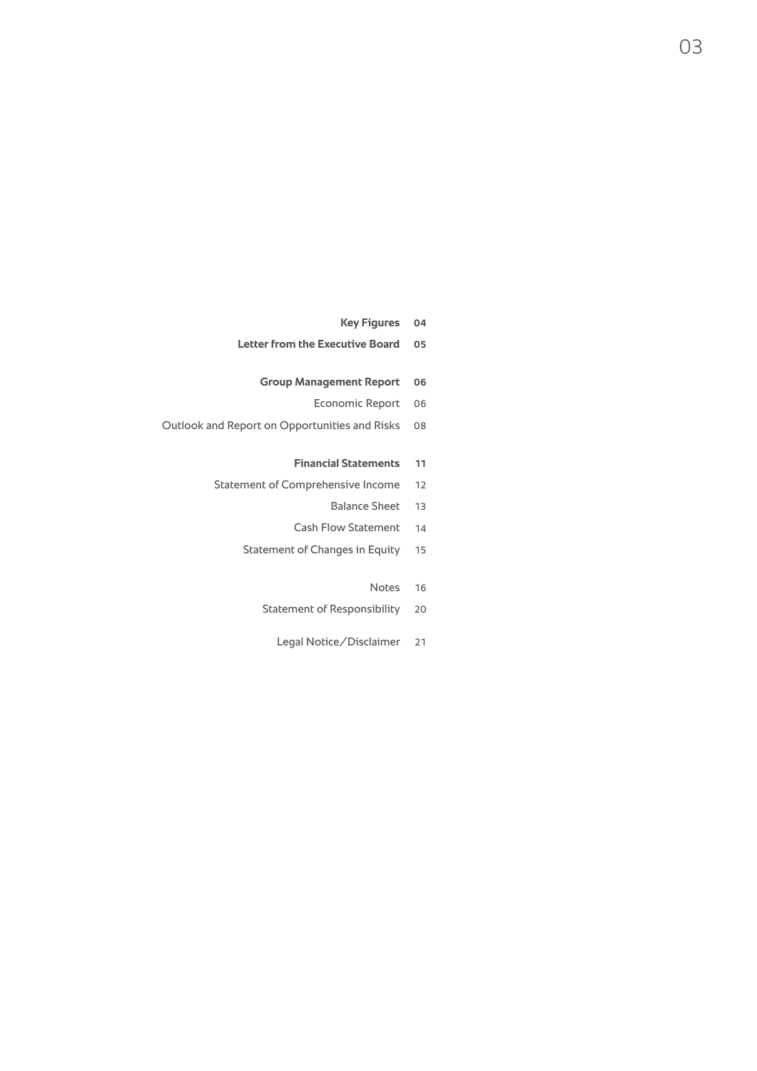| | |
|---|---|
| **Key Figures** | **04** |
| **Letter from the Executive Board** | **05** |
| **Group Management Report** | **06** |
| Economic Report | 06 |
| Outlook and Report on Opportunities and Risks | 08 |
| **Financial Statements** | **11** |
| Statement of Comprehensive Income | 12 |
| Balance Sheet | 13 |
| Cash Flow Statement | 14 |
| Statement of Changes in Equity | 15 |
| Notes | 16 |
| Statement of Responsibility | 20 |
| Legal Notice/Disclaimer | 21 |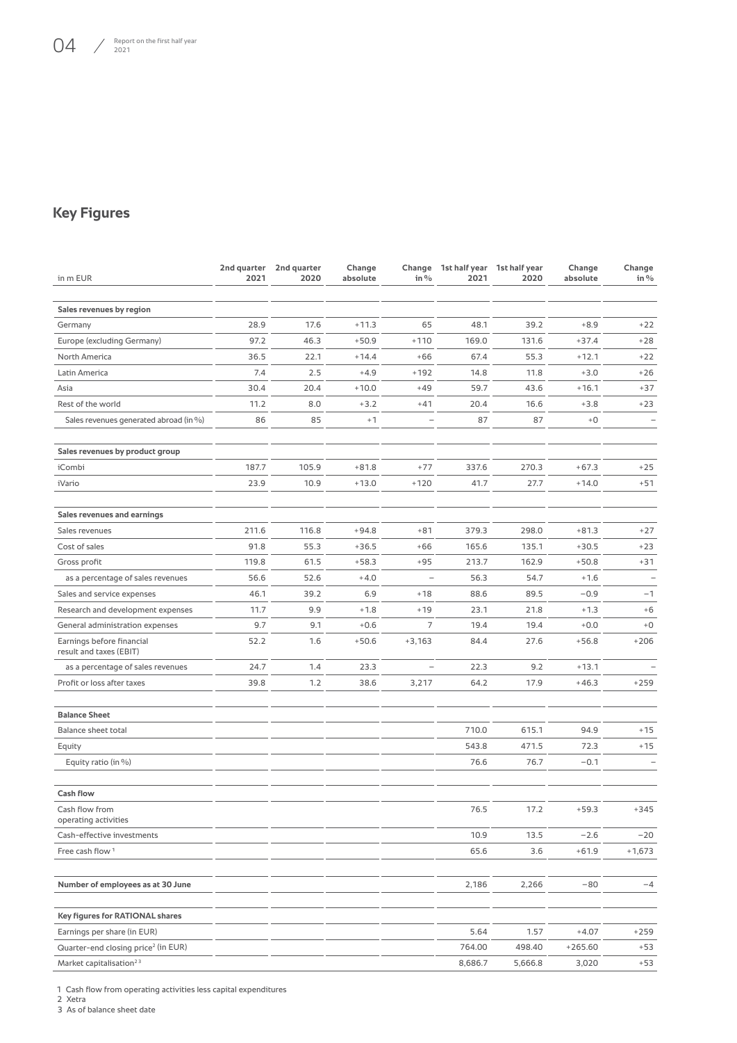## Key Figures

| in m EUR | 2nd quarter 2021 | 2nd quarter 2020 | Change absolute | Change in % | 1st half year 2021 | 1st half year 2020 | Change absolute | Change in % |
|---|---|---|---|---|---|---|---|---|
| **Sales revenues by region** | | | | | | | | |
| Germany | 28.9 | 17.6 | +11.3 | 65 | 48.1 | 39.2 | +8.9 | +22 |
| Europe (excluding Germany) | 97.2 | 46.3 | +50.9 | +110 | 169.0 | 131.6 | +37.4 | +28 |
| North America | 36.5 | 22.1 | +14.4 | +66 | 67.4 | 55.3 | +12.1 | +22 |
| Latin America | 7.4 | 2.5 | +4.9 | +192 | 14.8 | 11.8 | +3.0 | +26 |
| Asia | 30.4 | 20.4 | +10.0 | +49 | 59.7 | 43.6 | +16.1 | +37 |
| Rest of the world | 11.2 | 8.0 | +3.2 | +41 | 20.4 | 16.6 | +3.8 | +23 |
| Sales revenues generated abroad (in %) | 86 | 85 | +1 | – | 87 | 87 | +0 | – |
| **Sales revenues by product group** | | | | | | | | |
| iCombi | 187.7 | 105.9 | +81.8 | +77 | 337.6 | 270.3 | +67.3 | +25 |
| iVario | 23.9 | 10.9 | +13.0 | +120 | 41.7 | 27.7 | +14.0 | +51 |
| **Sales revenues and earnings** | | | | | | | | |
| Sales revenues | 211.6 | 116.8 | +94.8 | +81 | 379.3 | 298.0 | +81.3 | +27 |
| Cost of sales | 91.8 | 55.3 | +36.5 | +66 | 165.6 | 135.1 | +30.5 | +23 |
| Gross profit | 119.8 | 61.5 | +58.3 | +95 | 213.7 | 162.9 | +50.8 | +31 |
| as a percentage of sales revenues | 56.6 | 52.6 | +4.0 | – | 56.3 | 54.7 | +1.6 | – |
| Sales and service expenses | 46.1 | 39.2 | 6.9 | +18 | 88.6 | 89.5 | −0.9 | −1 |
| Research and development expenses | 11.7 | 9.9 | +1.8 | +19 | 23.1 | 21.8 | +1.3 | +6 |
| General administration expenses | 9.7 | 9.1 | +0.6 | 7 | 19.4 | 19.4 | +0.0 | +0 |
| Earnings before financial result and taxes (EBIT) | 52.2 | 1.6 | +50.6 | +3,163 | 84.4 | 27.6 | +56.8 | +206 |
| as a percentage of sales revenues | 24.7 | 1.4 | 23.3 | – | 22.3 | 9.2 | +13.1 | – |
| Profit or loss after taxes | 39.8 | 1.2 | 38.6 | 3,217 | 64.2 | 17.9 | +46.3 | +259 |
| **Balance Sheet** | | | | | | | | |
| Balance sheet total | | | | | 710.0 | 615.1 | 94.9 | +15 |
| Equity | | | | | 543.8 | 471.5 | 72.3 | +15 |
| Equity ratio (in %) | | | | | 76.6 | 76.7 | −0.1 | – |
| **Cash flow** | | | | | | | | |
| Cash flow from operating activities | | | | | 76.5 | 17.2 | +59.3 | +345 |
| Cash-effective investments | | | | | 10.9 | 13.5 | −2.6 | −20 |
| Free cash flow [1] | | | | | 65.6 | 3.6 | +61.9 | +1,673 |
| **Number of employees as at 30 June** | | | | | 2,186 | 2,266 | −80 | −4 |
| **Key figures for RATIONAL shares** | | | | | | | | |
| Earnings per share (in EUR) | | | | | 5.64 | 1.57 | +4.07 | +259 |
| Quarter-end closing price[2] (in EUR) | | | | | 764.00 | 498.40 | +265.60 | +53 |
| Market capitalisation[2,3] | | | | | 8,686.7 | 5,666.8 | 3,020 | +53 |

1 Cash flow from operating activities less capital expenditures
2 Xetra
3 As of balance sheet date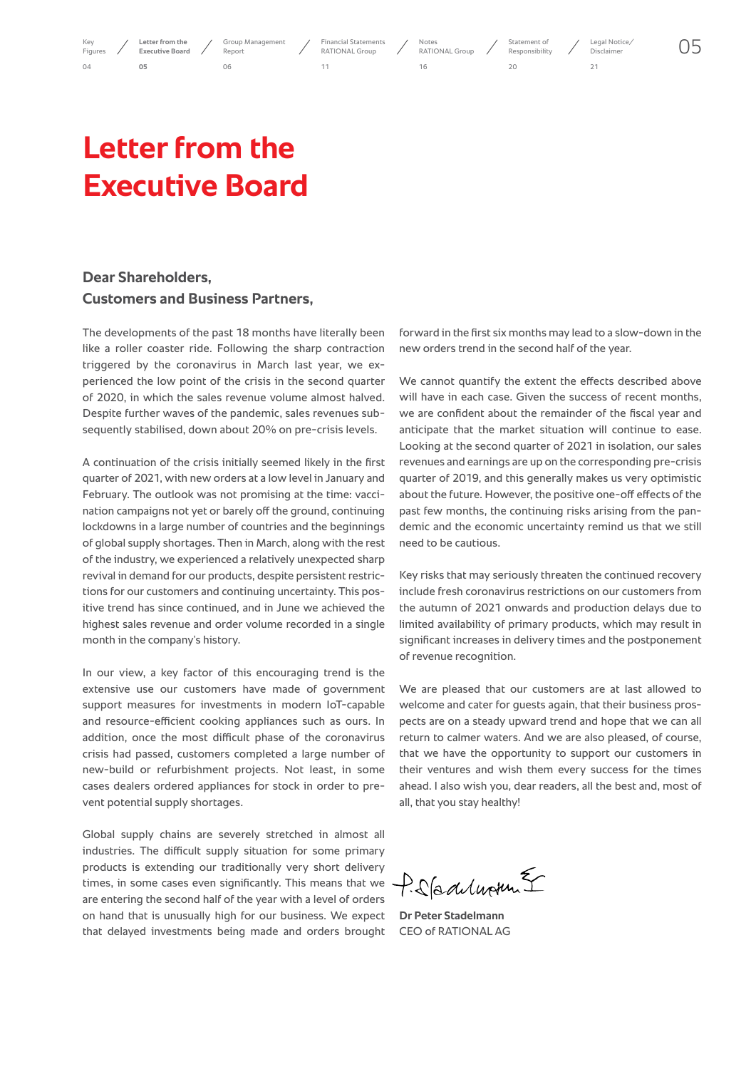# Letter from the Executive Board

**Dear Shareholders,**
**Customers and Business Partners,**

The developments of the past 18 months have literally been like a roller coaster ride. Following the sharp contraction triggered by the coronavirus in March last year, we experienced the low point of the crisis in the second quarter of 2020, in which the sales revenue volume almost halved. Despite further waves of the pandemic, sales revenues subsequently stabilised, down about 20% on pre-crisis levels.

A continuation of the crisis initially seemed likely in the first quarter of 2021, with new orders at a low level in January and February. The outlook was not promising at the time: vaccination campaigns not yet or barely off the ground, continuing lockdowns in a large number of countries and the beginnings of global supply shortages. Then in March, along with the rest of the industry, we experienced a relatively unexpected sharp revival in demand for our products, despite persistent restrictions for our customers and continuing uncertainty. This positive trend has since continued, and in June we achieved the highest sales revenue and order volume recorded in a single month in the company's history.

In our view, a key factor of this encouraging trend is the extensive use our customers have made of government support measures for investments in modern IoT-capable and resource-efficient cooking appliances such as ours. In addition, once the most difficult phase of the coronavirus crisis had passed, customers completed a large number of new-build or refurbishment projects. Not least, in some cases dealers ordered appliances for stock in order to prevent potential supply shortages.

Global supply chains are severely stretched in almost all industries. The difficult supply situation for some primary products is extending our traditionally very short delivery times, in some cases even significantly. This means that we are entering the second half of the year with a level of orders on hand that is unusually high for our business. We expect that delayed investments being made and orders brought forward in the first six months may lead to a slow-down in the new orders trend in the second half of the year.

We cannot quantify the extent the effects described above will have in each case. Given the success of recent months, we are confident about the remainder of the fiscal year and anticipate that the market situation will continue to ease. Looking at the second quarter of 2021 in isolation, our sales revenues and earnings are up on the corresponding pre-crisis quarter of 2019, and this generally makes us very optimistic about the future. However, the positive one-off effects of the past few months, the continuing risks arising from the pandemic and the economic uncertainty remind us that we still need to be cautious.

Key risks that may seriously threaten the continued recovery include fresh coronavirus restrictions on our customers from the autumn of 2021 onwards and production delays due to limited availability of primary products, which may result in significant increases in delivery times and the postponement of revenue recognition.

We are pleased that our customers are at last allowed to welcome and cater for guests again, that their business prospects are on a steady upward trend and hope that we can all return to calmer waters. And we are also pleased, of course, that we have the opportunity to support our customers in their ventures and wish them every success for the times ahead. I also wish you, dear readers, all the best and, most of all, that you stay healthy!

**Dr Peter Stadelmann**
CEO of RATIONAL AG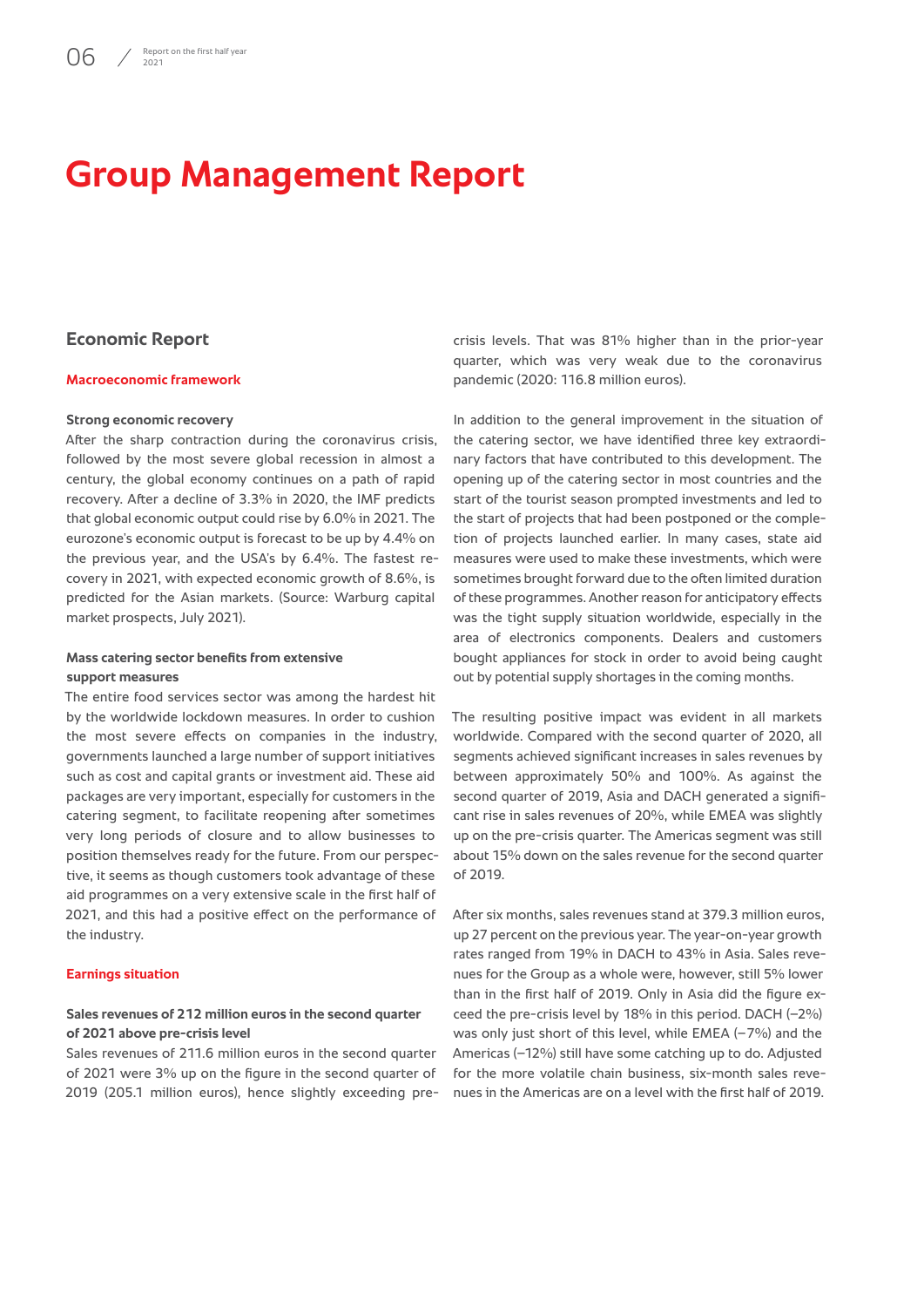# Group Management Report

## Economic Report

### Macroeconomic framework

**Strong economic recovery**
After the sharp contraction during the coronavirus crisis, followed by the most severe global recession in almost a century, the global economy continues on a path of rapid recovery. After a decline of 3.3% in 2020, the IMF predicts that global economic output could rise by 6.0% in 2021. The eurozone's economic output is forecast to be up by 4.4% on the previous year, and the USA's by 6.4%. The fastest recovery in 2021, with expected economic growth of 8.6%, is predicted for the Asian markets. (Source: Warburg capital market prospects, July 2021).

**Mass catering sector benefits from extensive support measures**
The entire food services sector was among the hardest hit by the worldwide lockdown measures. In order to cushion the most severe effects on companies in the industry, governments launched a large number of support initiatives such as cost and capital grants or investment aid. These aid packages are very important, especially for customers in the catering segment, to facilitate reopening after sometimes very long periods of closure and to allow businesses to position themselves ready for the future. From our perspective, it seems as though customers took advantage of these aid programmes on a very extensive scale in the first half of 2021, and this had a positive effect on the performance of the industry.

### Earnings situation

**Sales revenues of 212 million euros in the second quarter of 2021 above pre-crisis level**
Sales revenues of 211.6 million euros in the second quarter of 2021 were 3% up on the figure in the second quarter of 2019 (205.1 million euros), hence slightly exceeding pre-crisis levels. That was 81% higher than in the prior-year quarter, which was very weak due to the coronavirus pandemic (2020: 116.8 million euros).

In addition to the general improvement in the situation of the catering sector, we have identified three key extraordinary factors that have contributed to this development. The opening up of the catering sector in most countries and the start of the tourist season prompted investments and led to the start of projects that had been postponed or the completion of projects launched earlier. In many cases, state aid measures were used to make these investments, which were sometimes brought forward due to the often limited duration of these programmes. Another reason for anticipatory effects was the tight supply situation worldwide, especially in the area of electronics components. Dealers and customers bought appliances for stock in order to avoid being caught out by potential supply shortages in the coming months.

The resulting positive impact was evident in all markets worldwide. Compared with the second quarter of 2020, all segments achieved significant increases in sales revenues by between approximately 50% and 100%. As against the second quarter of 2019, Asia and DACH generated a significant rise in sales revenues of 20%, while EMEA was slightly up on the pre-crisis quarter. The Americas segment was still about 15% down on the sales revenue for the second quarter of 2019.

After six months, sales revenues stand at 379.3 million euros, up 27 percent on the previous year. The year-on-year growth rates ranged from 19% in DACH to 43% in Asia. Sales revenues for the Group as a whole were, however, still 5% lower than in the first half of 2019. Only in Asia did the figure exceed the pre-crisis level by 18% in this period. DACH (−2%) was only just short of this level, while EMEA (−7%) and the Americas (−12%) still have some catching up to do. Adjusted for the more volatile chain business, six-month sales revenues in the Americas are on a level with the first half of 2019.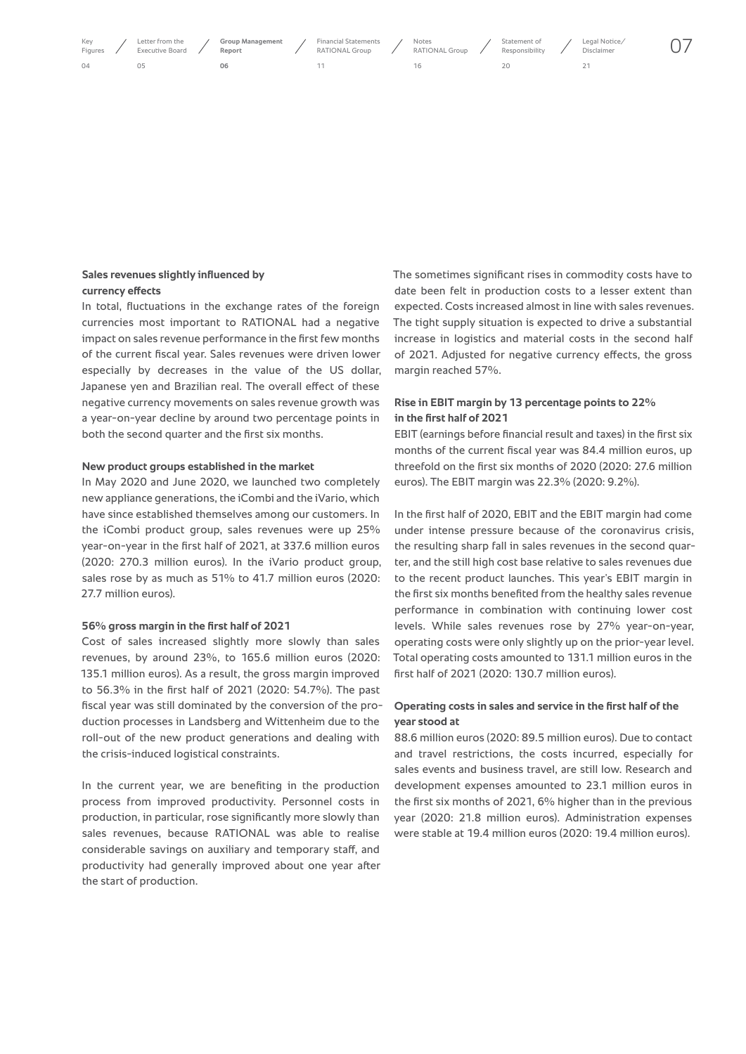### Sales revenues slightly influenced by currency effects

In total, fluctuations in the exchange rates of the foreign currencies most important to RATIONAL had a negative impact on sales revenue performance in the first few months of the current fiscal year. Sales revenues were driven lower especially by decreases in the value of the US dollar, Japanese yen and Brazilian real. The overall effect of these negative currency movements on sales revenue growth was a year-on-year decline by around two percentage points in both the second quarter and the first six months.

### New product groups established in the market

In May 2020 and June 2020, we launched two completely new appliance generations, the iCombi and the iVario, which have since established themselves among our customers. In the iCombi product group, sales revenues were up 25% year-on-year in the first half of 2021, at 337.6 million euros (2020: 270.3 million euros). In the iVario product group, sales rose by as much as 51% to 41.7 million euros (2020: 27.7 million euros).

### 56% gross margin in the first half of 2021

Cost of sales increased slightly more slowly than sales revenues, by around 23%, to 165.6 million euros (2020: 135.1 million euros). As a result, the gross margin improved to 56.3% in the first half of 2021 (2020: 54.7%). The past fiscal year was still dominated by the conversion of the production processes in Landsberg and Wittenheim due to the roll-out of the new product generations and dealing with the crisis-induced logistical constraints.

In the current year, we are benefiting in the production process from improved productivity. Personnel costs in production, in particular, rose significantly more slowly than sales revenues, because RATIONAL was able to realise considerable savings on auxiliary and temporary staff, and productivity had generally improved about one year after the start of production.

The sometimes significant rises in commodity costs have to date been felt in production costs to a lesser extent than expected. Costs increased almost in line with sales revenues. The tight supply situation is expected to drive a substantial increase in logistics and material costs in the second half of 2021. Adjusted for negative currency effects, the gross margin reached 57%.

### Rise in EBIT margin by 13 percentage points to 22% in the first half of 2021

EBIT (earnings before financial result and taxes) in the first six months of the current fiscal year was 84.4 million euros, up threefold on the first six months of 2020 (2020: 27.6 million euros). The EBIT margin was 22.3% (2020: 9.2%).

In the first half of 2020, EBIT and the EBIT margin had come under intense pressure because of the coronavirus crisis, the resulting sharp fall in sales revenues in the second quarter, and the still high cost base relative to sales revenues due to the recent product launches. This year's EBIT margin in the first six months benefited from the healthy sales revenue performance in combination with continuing lower cost levels. While sales revenues rose by 27% year-on-year, operating costs were only slightly up on the prior-year level. Total operating costs amounted to 131.1 million euros in the first half of 2021 (2020: 130.7 million euros).

### Operating costs in sales and service in the first half of the year stood at

88.6 million euros (2020: 89.5 million euros). Due to contact and travel restrictions, the costs incurred, especially for sales events and business travel, are still low. Research and development expenses amounted to 23.1 million euros in the first six months of 2021, 6% higher than in the previous year (2020: 21.8 million euros). Administration expenses were stable at 19.4 million euros (2020: 19.4 million euros).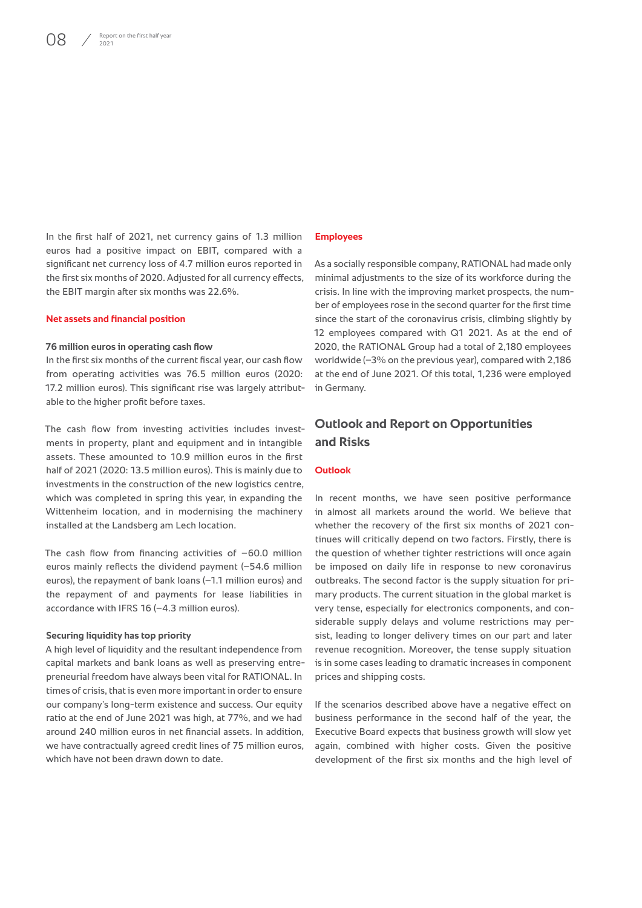In the first half of 2021, net currency gains of 1.3 million euros had a positive impact on EBIT, compared with a significant net currency loss of 4.7 million euros reported in the first six months of 2020. Adjusted for all currency effects, the EBIT margin after six months was 22.6%.

### Net assets and financial position

**76 million euros in operating cash flow**

In the first six months of the current fiscal year, our cash flow from operating activities was 76.5 million euros (2020: 17.2 million euros). This significant rise was largely attributable to the higher profit before taxes.

The cash flow from investing activities includes investments in property, plant and equipment and in intangible assets. These amounted to 10.9 million euros in the first half of 2021 (2020: 13.5 million euros). This is mainly due to investments in the construction of the new logistics centre, which was completed in spring this year, in expanding the Wittenheim location, and in modernising the machinery installed at the Landsberg am Lech location.

The cash flow from financing activities of −60.0 million euros mainly reflects the dividend payment (−54.6 million euros), the repayment of bank loans (−1.1 million euros) and the repayment of and payments for lease liabilities in accordance with IFRS 16 (−4.3 million euros).

**Securing liquidity has top priority**

A high level of liquidity and the resultant independence from capital markets and bank loans as well as preserving entrepreneurial freedom have always been vital for RATIONAL. In times of crisis, that is even more important in order to ensure our company's long-term existence and success. Our equity ratio at the end of June 2021 was high, at 77%, and we had around 240 million euros in net financial assets. In addition, we have contractually agreed credit lines of 75 million euros, which have not been drawn down to date.

### Employees

As a socially responsible company, RATIONAL had made only minimal adjustments to the size of its workforce during the crisis. In line with the improving market prospects, the number of employees rose in the second quarter for the first time since the start of the coronavirus crisis, climbing slightly by 12 employees compared with Q1 2021. As at the end of 2020, the RATIONAL Group had a total of 2,180 employees worldwide (−3% on the previous year), compared with 2,186 at the end of June 2021. Of this total, 1,236 were employed in Germany.

## Outlook and Report on Opportunities and Risks

### Outlook

In recent months, we have seen positive performance in almost all markets around the world. We believe that whether the recovery of the first six months of 2021 continues will critically depend on two factors. Firstly, there is the question of whether tighter restrictions will once again be imposed on daily life in response to new coronavirus outbreaks. The second factor is the supply situation for primary products. The current situation in the global market is very tense, especially for electronics components, and considerable supply delays and volume restrictions may persist, leading to longer delivery times on our part and later revenue recognition. Moreover, the tense supply situation is in some cases leading to dramatic increases in component prices and shipping costs.

If the scenarios described above have a negative effect on business performance in the second half of the year, the Executive Board expects that business growth will slow yet again, combined with higher costs. Given the positive development of the first six months and the high level of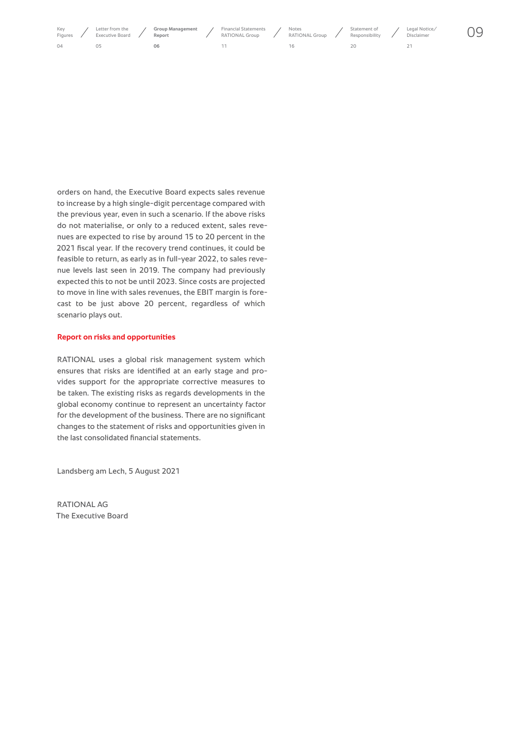orders on hand, the Executive Board expects sales revenue to increase by a high single-digit percentage compared with the previous year, even in such a scenario. If the above risks do not materialise, or only to a reduced extent, sales revenues are expected to rise by around 15 to 20 percent in the 2021 fiscal year. If the recovery trend continues, it could be feasible to return, as early as in full-year 2022, to sales revenue levels last seen in 2019. The company had previously expected this to not be until 2023. Since costs are projected to move in line with sales revenues, the EBIT margin is forecast to be just above 20 percent, regardless of which scenario plays out.

## Report on risks and opportunities

RATIONAL uses a global risk management system which ensures that risks are identified at an early stage and provides support for the appropriate corrective measures to be taken. The existing risks as regards developments in the global economy continue to represent an uncertainty factor for the development of the business. There are no significant changes to the statement of risks and opportunities given in the last consolidated financial statements.

Landsberg am Lech, 5 August 2021

RATIONAL AG
The Executive Board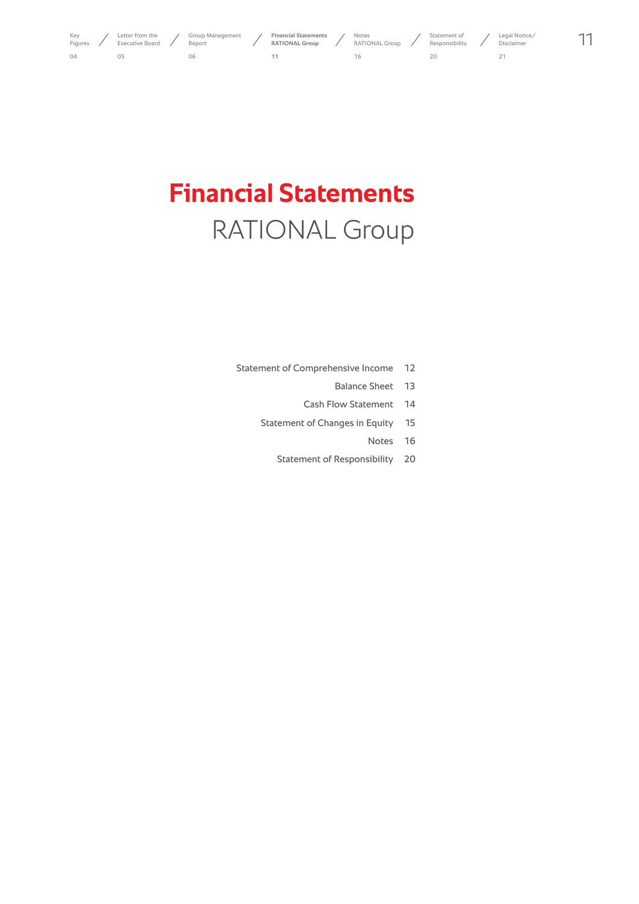# Financial Statements

RATIONAL Group

| | |
|---|---|
| Statement of Comprehensive Income | 12 |
| Balance Sheet | 13 |
| Cash Flow Statement | 14 |
| Statement of Changes in Equity | 15 |
| Notes | 16 |
| Statement of Responsibility | 20 |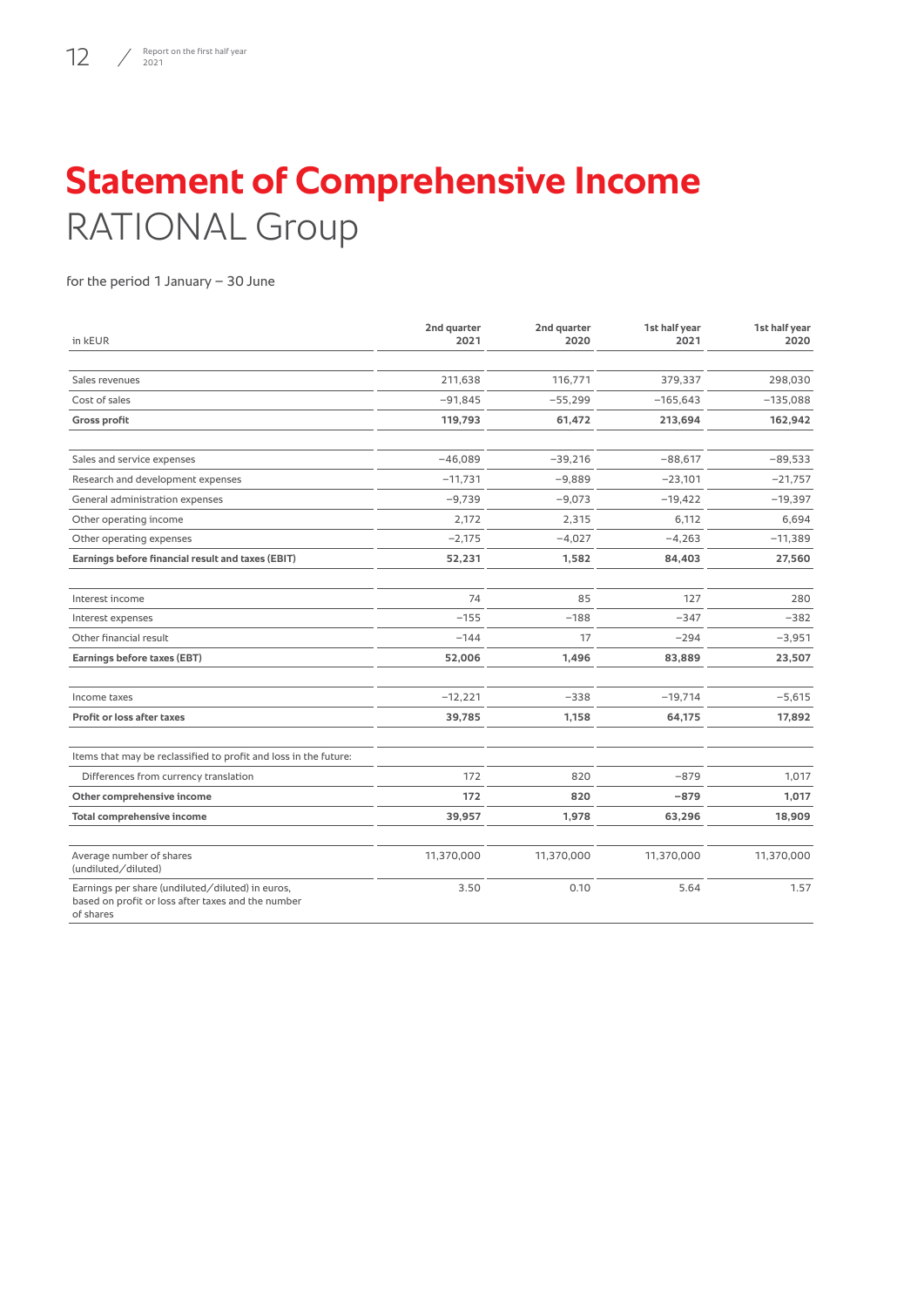# Statement of Comprehensive Income

RATIONAL Group

for the period 1 January – 30 June

| in kEUR | 2nd quarter 2021 | 2nd quarter 2020 | 1st half year 2021 | 1st half year 2020 |
|---|---|---|---|---|
| Sales revenues | 211,638 | 116,771 | 379,337 | 298,030 |
| Cost of sales | −91,845 | −55,299 | −165,643 | −135,088 |
| **Gross profit** | **119,793** | **61,472** | **213,694** | **162,942** |
| Sales and service expenses | −46,089 | −39,216 | −88,617 | −89,533 |
| Research and development expenses | −11,731 | −9,889 | −23,101 | −21,757 |
| General administration expenses | −9,739 | −9,073 | −19,422 | −19,397 |
| Other operating income | 2,172 | 2,315 | 6,112 | 6,694 |
| Other operating expenses | −2,175 | −4,027 | −4,263 | −11,389 |
| **Earnings before financial result and taxes (EBIT)** | **52,231** | **1,582** | **84,403** | **27,560** |
| Interest income | 74 | 85 | 127 | 280 |
| Interest expenses | −155 | −188 | −347 | −382 |
| Other financial result | −144 | 17 | −294 | −3,951 |
| **Earnings before taxes (EBT)** | **52,006** | **1,496** | **83,889** | **23,507** |
| Income taxes | −12,221 | −338 | −19,714 | −5,615 |
| **Profit or loss after taxes** | **39,785** | **1,158** | **64,175** | **17,892** |
| Items that may be reclassified to profit and loss in the future: | | | | |
| Differences from currency translation | 172 | 820 | −879 | 1,017 |
| **Other comprehensive income** | **172** | **820** | **−879** | **1,017** |
| **Total comprehensive income** | **39,957** | **1,978** | **63,296** | **18,909** |
| Average number of shares (undiluted/diluted) | 11,370,000 | 11,370,000 | 11,370,000 | 11,370,000 |
| Earnings per share (undiluted/diluted) in euros, based on profit or loss after taxes and the number of shares | 3.50 | 0.10 | 5.64 | 1.57 |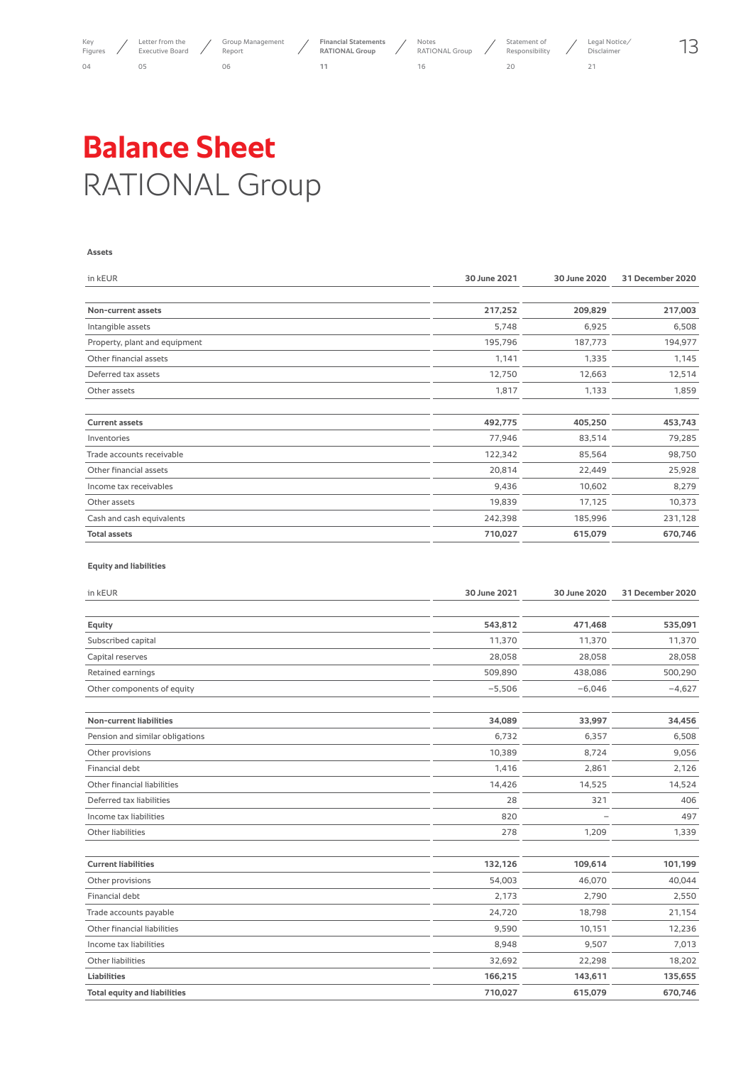# **Balance Sheet**
RATIONAL Group

**Assets**

| in kEUR | 30 June 2021 | 30 June 2020 | 31 December 2020 |
|---|---|---|---|
| **Non-current assets** | **217,252** | **209,829** | **217,003** |
| Intangible assets | 5,748 | 6,925 | 6,508 |
| Property, plant and equipment | 195,796 | 187,773 | 194,977 |
| Other financial assets | 1,141 | 1,335 | 1,145 |
| Deferred tax assets | 12,750 | 12,663 | 12,514 |
| Other assets | 1,817 | 1,133 | 1,859 |
| **Current assets** | **492,775** | **405,250** | **453,743** |
| Inventories | 77,946 | 83,514 | 79,285 |
| Trade accounts receivable | 122,342 | 85,564 | 98,750 |
| Other financial assets | 20,814 | 22,449 | 25,928 |
| Income tax receivables | 9,436 | 10,602 | 8,279 |
| Other assets | 19,839 | 17,125 | 10,373 |
| Cash and cash equivalents | 242,398 | 185,996 | 231,128 |
| **Total assets** | **710,027** | **615,079** | **670,746** |

**Equity and liabilities**

| in kEUR | 30 June 2021 | 30 June 2020 | 31 December 2020 |
|---|---|---|---|
| **Equity** | **543,812** | **471,468** | **535,091** |
| Subscribed capital | 11,370 | 11,370 | 11,370 |
| Capital reserves | 28,058 | 28,058 | 28,058 |
| Retained earnings | 509,890 | 438,086 | 500,290 |
| Other components of equity | −5,506 | −6,046 | −4,627 |
| **Non-current liabilities** | **34,089** | **33,997** | **34,456** |
| Pension and similar obligations | 6,732 | 6,357 | 6,508 |
| Other provisions | 10,389 | 8,724 | 9,056 |
| Financial debt | 1,416 | 2,861 | 2,126 |
| Other financial liabilities | 14,426 | 14,525 | 14,524 |
| Deferred tax liabilities | 28 | 321 | 406 |
| Income tax liabilities | 820 | – | 497 |
| Other liabilities | 278 | 1,209 | 1,339 |
| **Current liabilities** | **132,126** | **109,614** | **101,199** |
| Other provisions | 54,003 | 46,070 | 40,044 |
| Financial debt | 2,173 | 2,790 | 2,550 |
| Trade accounts payable | 24,720 | 18,798 | 21,154 |
| Other financial liabilities | 9,590 | 10,151 | 12,236 |
| Income tax liabilities | 8,948 | 9,507 | 7,013 |
| Other liabilities | 32,692 | 22,298 | 18,202 |
| **Liabilities** | **166,215** | **143,611** | **135,655** |
| **Total equity and liabilities** | **710,027** | **615,079** | **670,746** |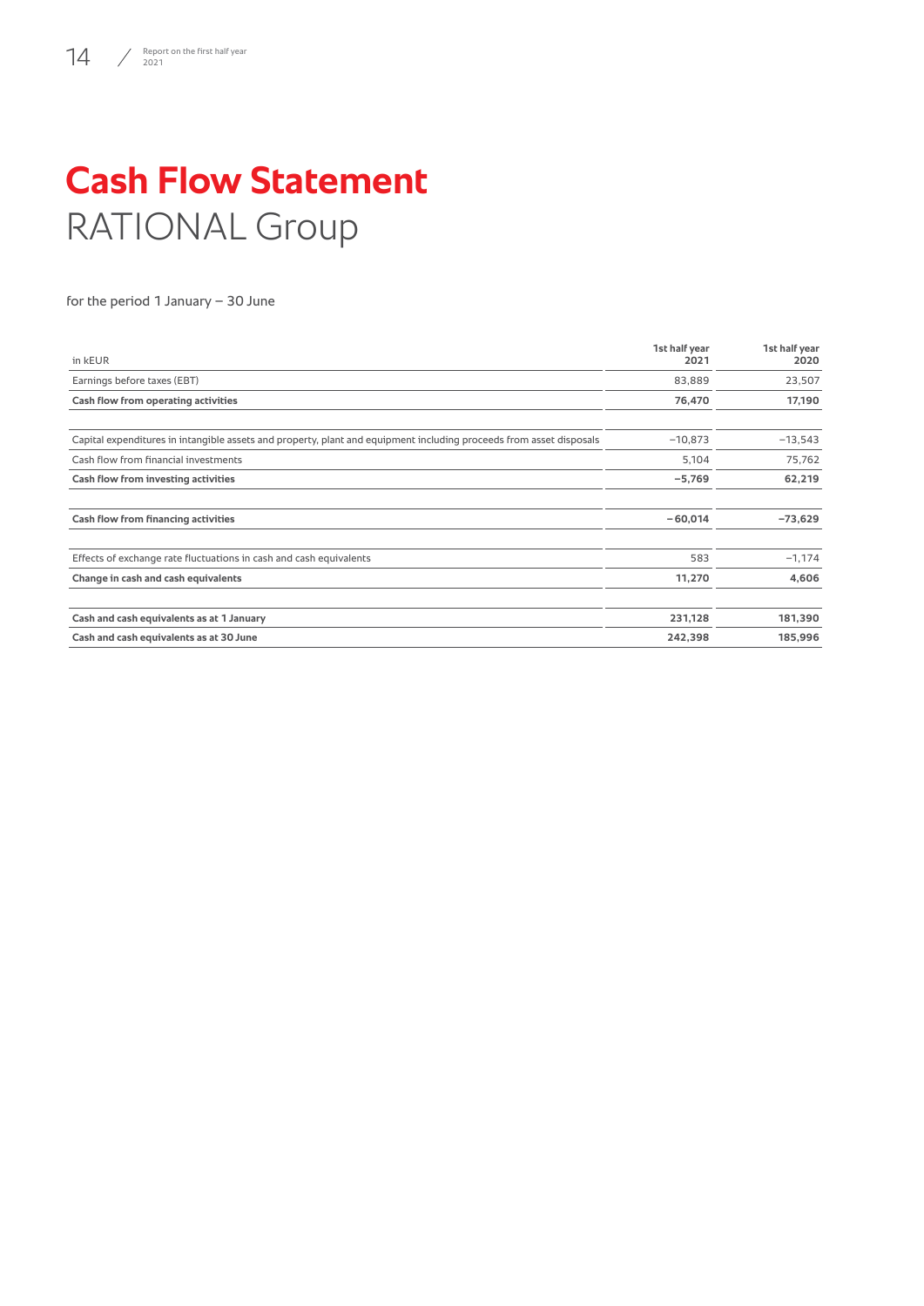# Cash Flow Statement
RATIONAL Group

for the period 1 January – 30 June

| in kEUR | 1st half year 2021 | 1st half year 2020 |
|---|---|---|
| Earnings before taxes (EBT) | 83,889 | 23,507 |
| **Cash flow from operating activities** | **76,470** | **17,190** |
| | | |
| Capital expenditures in intangible assets and property, plant and equipment including proceeds from asset disposals | −10,873 | −13,543 |
| Cash flow from financial investments | 5,104 | 75,762 |
| **Cash flow from investing activities** | **−5,769** | **62,219** |
| | | |
| **Cash flow from financing activities** | **−60,014** | **−73,629** |
| | | |
| Effects of exchange rate fluctuations in cash and cash equivalents | 583 | −1,174 |
| **Change in cash and cash equivalents** | **11,270** | **4,606** |
| | | |
| **Cash and cash equivalents as at 1 January** | **231,128** | **181,390** |
| **Cash and cash equivalents as at 30 June** | **242,398** | **185,996** |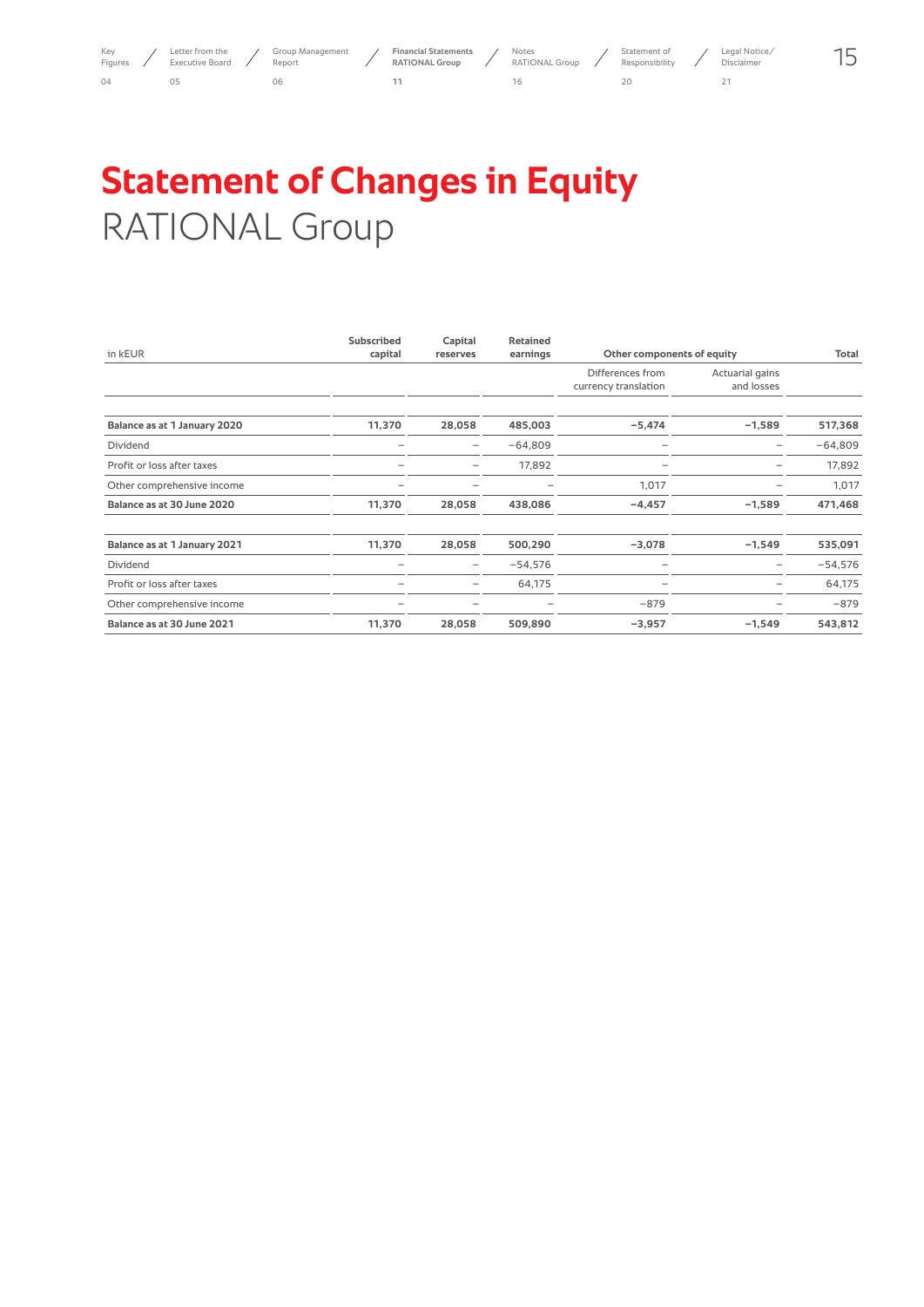# Statement of Changes in Equity
RATIONAL Group

| in kEUR | Subscribed capital | Capital reserves | Retained earnings | Other components of equity | | Total |
|---|---|---|---|---|---|---|
| | | | | Differences from currency translation | Actuarial gains and losses | |
| **Balance as at 1 January 2020** | **11,370** | **28,058** | **485,003** | **−5,474** | **−1,589** | **517,368** |
| Dividend | – | – | −64,809 | – | – | −64,809 |
| Profit or loss after taxes | – | – | 17,892 | – | – | 17,892 |
| Other comprehensive income | – | – | – | 1,017 | – | 1,017 |
| **Balance as at 30 June 2020** | **11,370** | **28,058** | **438,086** | **−4,457** | **−1,589** | **471,468** |
| **Balance as at 1 January 2021** | **11,370** | **28,058** | **500,290** | **−3,078** | **−1,549** | **535,091** |
| Dividend | – | – | −54,576 | – | – | −54,576 |
| Profit or loss after taxes | – | – | 64,175 | – | – | 64,175 |
| Other comprehensive income | – | – | – | −879 | – | −879 |
| **Balance as at 30 June 2021** | **11,370** | **28,058** | **509,890** | **−3,957** | **−1,549** | **543,812** |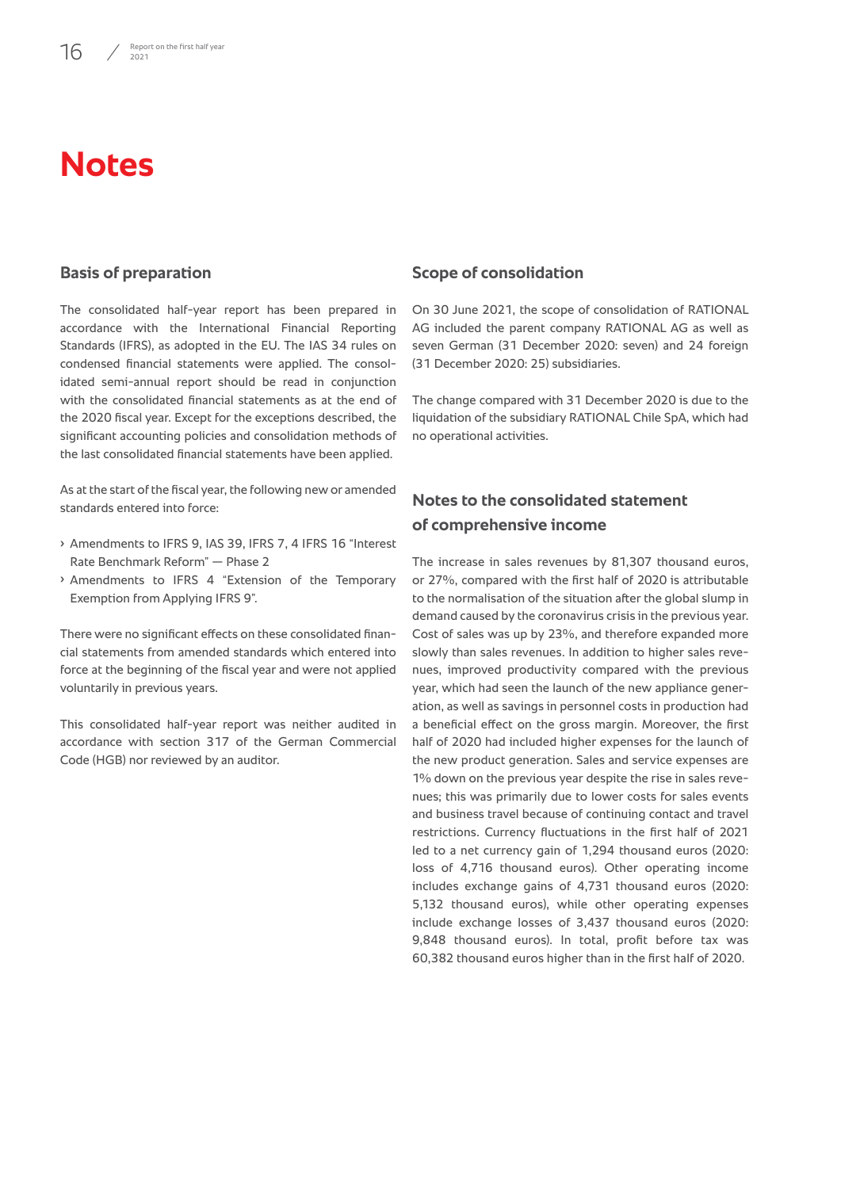# Notes

## Basis of preparation

The consolidated half-year report has been prepared in accordance with the International Financial Reporting Standards (IFRS), as adopted in the EU. The IAS 34 rules on condensed financial statements were applied. The consolidated semi-annual report should be read in conjunction with the consolidated financial statements as at the end of the 2020 fiscal year. Except for the exceptions described, the significant accounting policies and consolidation methods of the last consolidated financial statements have been applied.

As at the start of the fiscal year, the following new or amended standards entered into force:

- Amendments to IFRS 9, IAS 39, IFRS 7, 4 IFRS 16 "Interest Rate Benchmark Reform" — Phase 2
- Amendments to IFRS 4 "Extension of the Temporary Exemption from Applying IFRS 9".

There were no significant effects on these consolidated financial statements from amended standards which entered into force at the beginning of the fiscal year and were not applied voluntarily in previous years.

This consolidated half-year report was neither audited in accordance with section 317 of the German Commercial Code (HGB) nor reviewed by an auditor.

## Scope of consolidation

On 30 June 2021, the scope of consolidation of RATIONAL AG included the parent company RATIONAL AG as well as seven German (31 December 2020: seven) and 24 foreign (31 December 2020: 25) subsidiaries.

The change compared with 31 December 2020 is due to the liquidation of the subsidiary RATIONAL Chile SpA, which had no operational activities.

## Notes to the consolidated statement of comprehensive income

The increase in sales revenues by 81,307 thousand euros, or 27%, compared with the first half of 2020 is attributable to the normalisation of the situation after the global slump in demand caused by the coronavirus crisis in the previous year. Cost of sales was up by 23%, and therefore expanded more slowly than sales revenues. In addition to higher sales revenues, improved productivity compared with the previous year, which had seen the launch of the new appliance generation, as well as savings in personnel costs in production had a beneficial effect on the gross margin. Moreover, the first half of 2020 had included higher expenses for the launch of the new product generation. Sales and service expenses are 1% down on the previous year despite the rise in sales revenues; this was primarily due to lower costs for sales events and business travel because of continuing contact and travel restrictions. Currency fluctuations in the first half of 2021 led to a net currency gain of 1,294 thousand euros (2020: loss of 4,716 thousand euros). Other operating income includes exchange gains of 4,731 thousand euros (2020: 5,132 thousand euros), while other operating expenses include exchange losses of 3,437 thousand euros (2020: 9,848 thousand euros). In total, profit before tax was 60,382 thousand euros higher than in the first half of 2020.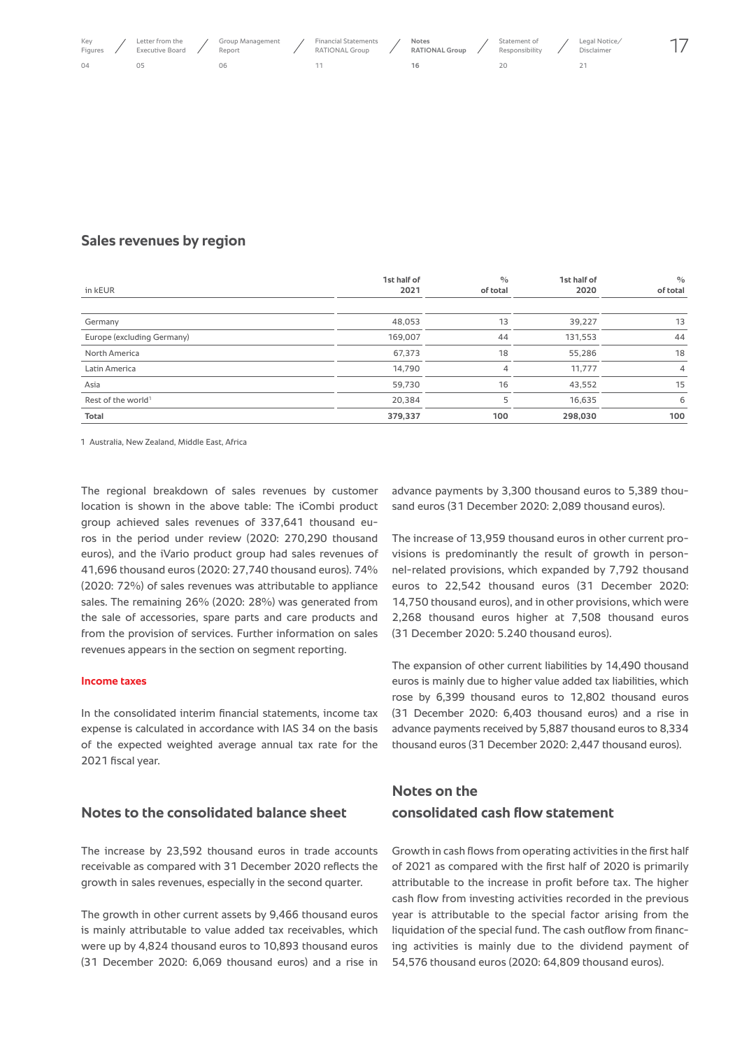## Sales revenues by region

| in kEUR | 1st half of 2021 | % of total | 1st half of 2020 | % of total |
|---|---|---|---|---|
| Germany | 48,053 | 13 | 39,227 | 13 |
| Europe (excluding Germany) | 169,007 | 44 | 131,553 | 44 |
| North America | 67,373 | 18 | 55,286 | 18 |
| Latin America | 14,790 | 4 | 11,777 | 4 |
| Asia | 59,730 | 16 | 43,552 | 15 |
| Rest of the world[1] | 20,384 | 5 | 16,635 | 6 |
| **Total** | **379,337** | **100** | **298,030** | **100** |

1 Australia, New Zealand, Middle East, Africa

The regional breakdown of sales revenues by customer location is shown in the above table: The iCombi product group achieved sales revenues of 337,641 thousand euros in the period under review (2020: 270,290 thousand euros), and the iVario product group had sales revenues of 41,696 thousand euros (2020: 27,740 thousand euros). 74% (2020: 72%) of sales revenues was attributable to appliance sales. The remaining 26% (2020: 28%) was generated from the sale of accessories, spare parts and care products and from the provision of services. Further information on sales revenues appears in the section on segment reporting.

### Income taxes

In the consolidated interim financial statements, income tax expense is calculated in accordance with IAS 34 on the basis of the expected weighted average annual tax rate for the 2021 fiscal year.

## Notes to the consolidated balance sheet

The increase by 23,592 thousand euros in trade accounts receivable as compared with 31 December 2020 reflects the growth in sales revenues, especially in the second quarter.

The growth in other current assets by 9,466 thousand euros is mainly attributable to value added tax receivables, which were up by 4,824 thousand euros to 10,893 thousand euros (31 December 2020: 6,069 thousand euros) and a rise in advance payments by 3,300 thousand euros to 5,389 thousand euros (31 December 2020: 2,089 thousand euros).

The increase of 13,959 thousand euros in other current provisions is predominantly the result of growth in personnel-related provisions, which expanded by 7,792 thousand euros to 22,542 thousand euros (31 December 2020: 14,750 thousand euros), and in other provisions, which were 2,268 thousand euros higher at 7,508 thousand euros (31 December 2020: 5.240 thousand euros).

The expansion of other current liabilities by 14,490 thousand euros is mainly due to higher value added tax liabilities, which rose by 6,399 thousand euros to 12,802 thousand euros (31 December 2020: 6,403 thousand euros) and a rise in advance payments received by 5,887 thousand euros to 8,334 thousand euros (31 December 2020: 2,447 thousand euros).

## Notes on the consolidated cash flow statement

Growth in cash flows from operating activities in the first half of 2021 as compared with the first half of 2020 is primarily attributable to the increase in profit before tax. The higher cash flow from investing activities recorded in the previous year is attributable to the special factor arising from the liquidation of the special fund. The cash outflow from financing activities is mainly due to the dividend payment of 54,576 thousand euros (2020: 64,809 thousand euros).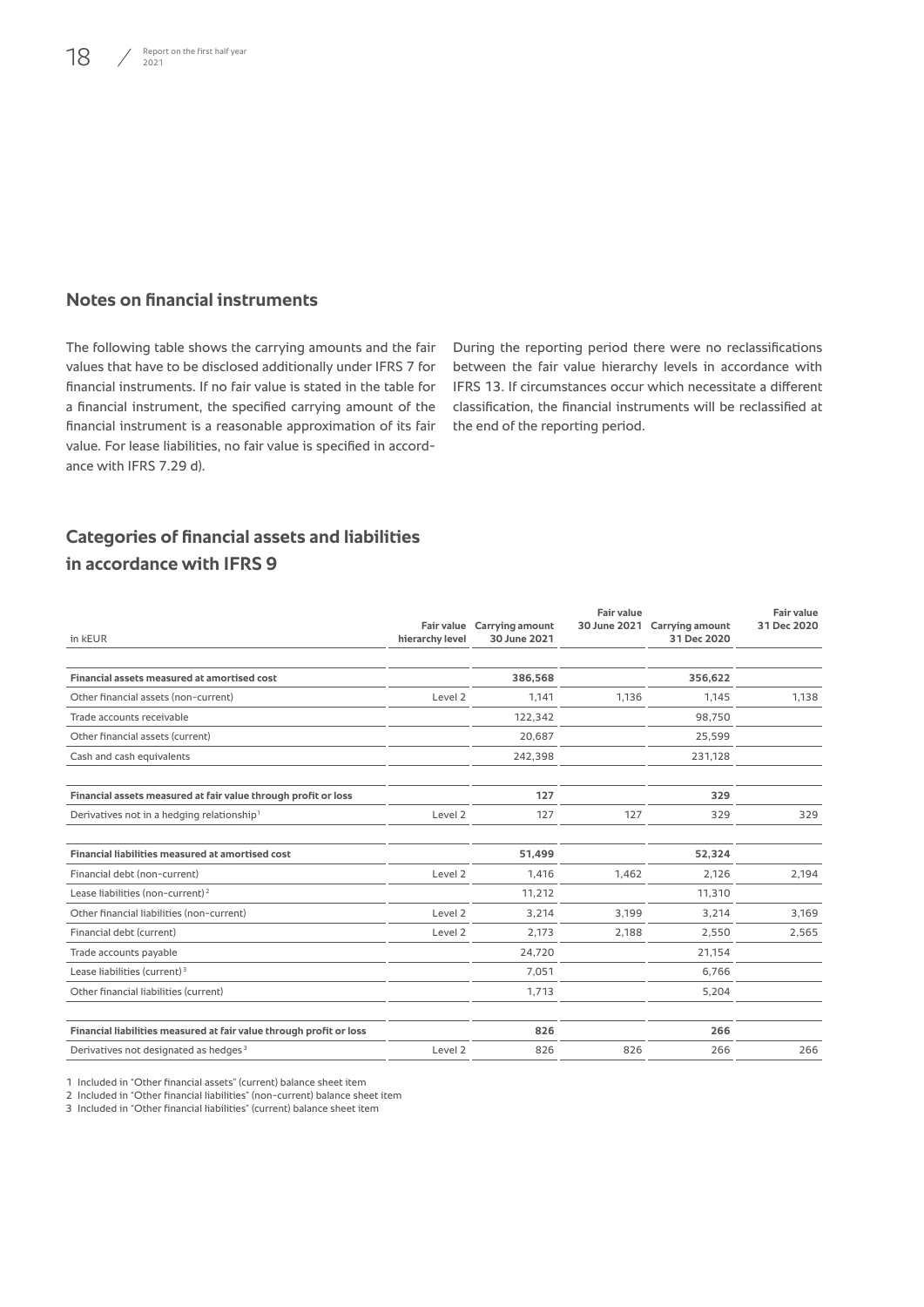## Notes on financial instruments

The following table shows the carrying amounts and the fair values that have to be disclosed additionally under IFRS 7 for financial instruments. If no fair value is stated in the table for a financial instrument, the specified carrying amount of the financial instrument is a reasonable approximation of its fair value. For lease liabilities, no fair value is specified in accordance with IFRS 7.29 d).

During the reporting period there were no reclassifications between the fair value hierarchy levels in accordance with IFRS 13. If circumstances occur which necessitate a different classification, the financial instruments will be reclassified at the end of the reporting period.

## Categories of financial assets and liabilities in accordance with IFRS 9

| in kEUR | Fair value hierarchy level | Carrying amount 30 June 2021 | Fair value 30 June 2021 | Carrying amount 31 Dec 2020 | Fair value 31 Dec 2020 |
|---|---|---|---|---|---|
| **Financial assets measured at amortised cost** | | **386,568** | | **356,622** | |
| Other financial assets (non-current) | Level 2 | 1,141 | 1,136 | 1,145 | 1,138 |
| Trade accounts receivable | | 122,342 | | 98,750 | |
| Other financial assets (current) | | 20,687 | | 25,599 | |
| Cash and cash equivalents | | 242,398 | | 231,128 | |
| **Financial assets measured at fair value through profit or loss** | | **127** | | **329** | |
| Derivatives not in a hedging relationship[1] | Level 2 | 127 | 127 | 329 | 329 |
| **Financial liabilities measured at amortised cost** | | **51,499** | | **52,324** | |
| Financial debt (non-current) | Level 2 | 1,416 | 1,462 | 2,126 | 2,194 |
| Lease liabilities (non-current)[2] | | 11,212 | | 11,310 | |
| Other financial liabilities (non-current) | Level 2 | 3,214 | 3,199 | 3,214 | 3,169 |
| Financial debt (current) | Level 2 | 2,173 | 2,188 | 2,550 | 2,565 |
| Trade accounts payable | | 24,720 | | 21,154 | |
| Lease liabilities (current)[3] | | 7,051 | | 6,766 | |
| Other financial liabilities (current) | | 1,713 | | 5,204 | |
| **Financial liabilities measured at fair value through profit or loss** | | **826** | | **266** | |
| Derivatives not designated as hedges[3] | Level 2 | 826 | 826 | 266 | 266 |

1 Included in "Other financial assets" (current) balance sheet item
2 Included in "Other financial liabilities" (non-current) balance sheet item
3 Included in "Other financial liabilities" (current) balance sheet item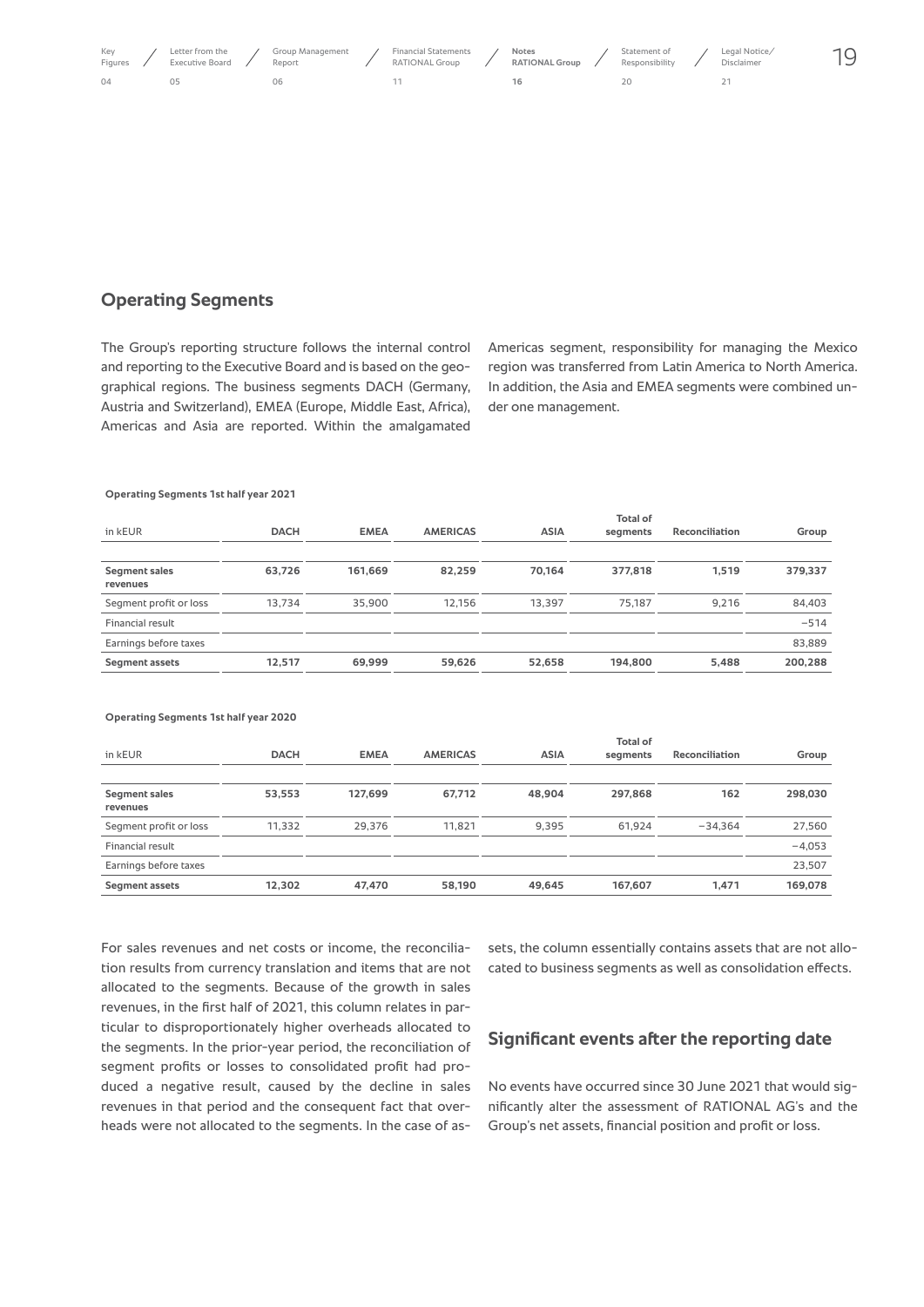## Operating Segments

The Group's reporting structure follows the internal control and reporting to the Executive Board and is based on the geographical regions. The business segments DACH (Germany, Austria and Switzerland), EMEA (Europe, Middle East, Africa), Americas and Asia are reported. Within the amalgamated Americas segment, responsibility for managing the Mexico region was transferred from Latin America to North America. In addition, the Asia and EMEA segments were combined under one management.

**Operating Segments 1st half year 2021**

| in kEUR | DACH | EMEA | AMERICAS | ASIA | Total of segments | Reconciliation | Group |
|---|---|---|---|---|---|---|---|
| **Segment sales revenues** | **63,726** | **161,669** | **82,259** | **70,164** | **377,818** | **1,519** | **379,337** |
| Segment profit or loss | 13,734 | 35,900 | 12,156 | 13,397 | 75,187 | 9,216 | 84,403 |
| Financial result | | | | | | | −514 |
| Earnings before taxes | | | | | | | 83,889 |
| **Segment assets** | **12,517** | **69,999** | **59,626** | **52,658** | **194,800** | **5,488** | **200,288** |

**Operating Segments 1st half year 2020**

| in kEUR | DACH | EMEA | AMERICAS | ASIA | Total of segments | Reconciliation | Group |
|---|---|---|---|---|---|---|---|
| **Segment sales revenues** | **53,553** | **127,699** | **67,712** | **48,904** | **297,868** | **162** | **298,030** |
| Segment profit or loss | 11,332 | 29,376 | 11,821 | 9,395 | 61,924 | −34,364 | 27,560 |
| Financial result | | | | | | | −4,053 |
| Earnings before taxes | | | | | | | 23,507 |
| **Segment assets** | **12,302** | **47,470** | **58,190** | **49,645** | **167,607** | **1,471** | **169,078** |

For sales revenues and net costs or income, the reconciliation results from currency translation and items that are not allocated to the segments. Because of the growth in sales revenues, in the first half of 2021, this column relates in particular to disproportionately higher overheads allocated to the segments. In the prior-year period, the reconciliation of segment profits or losses to consolidated profit had produced a negative result, caused by the decline in sales revenues in that period and the consequent fact that overheads were not allocated to the segments. In the case of assets, the column essentially contains assets that are not allocated to business segments as well as consolidation effects.

## Significant events after the reporting date

No events have occurred since 30 June 2021 that would significantly alter the assessment of RATIONAL AG's and the Group's net assets, financial position and profit or loss.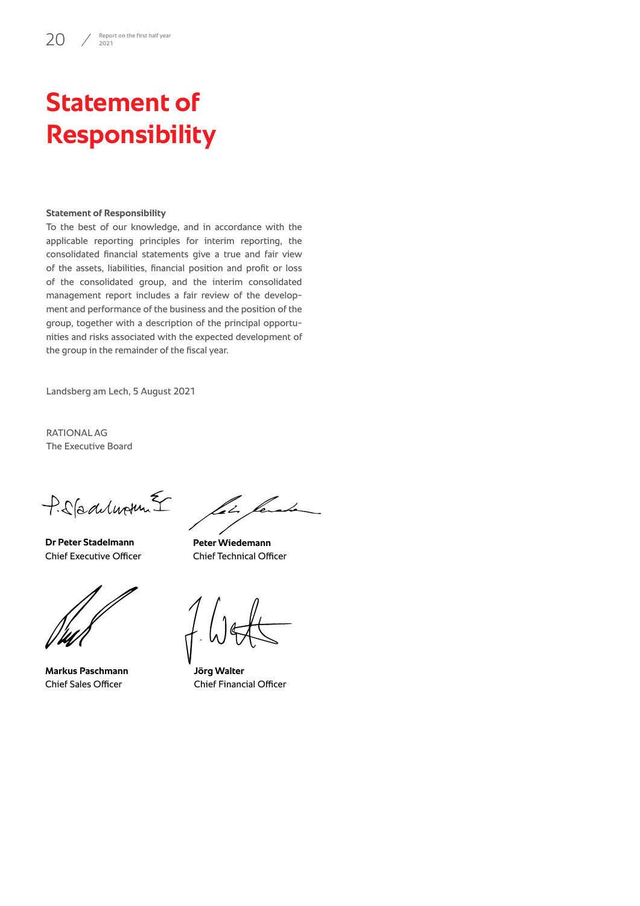# Statement of Responsibility

**Statement of Responsibility**

To the best of our knowledge, and in accordance with the applicable reporting principles for interim reporting, the consolidated financial statements give a true and fair view of the assets, liabilities, financial position and profit or loss of the consolidated group, and the interim consolidated management report includes a fair review of the development and performance of the business and the position of the group, together with a description of the principal opportunities and risks associated with the expected development of the group in the remainder of the fiscal year.

Landsberg am Lech, 5 August 2021

RATIONAL AG
The Executive Board

**Dr Peter Stadelmann**
Chief Executive Officer

**Peter Wiedemann**
Chief Technical Officer

**Markus Paschmann**
Chief Sales Officer

**Jörg Walter**
Chief Financial Officer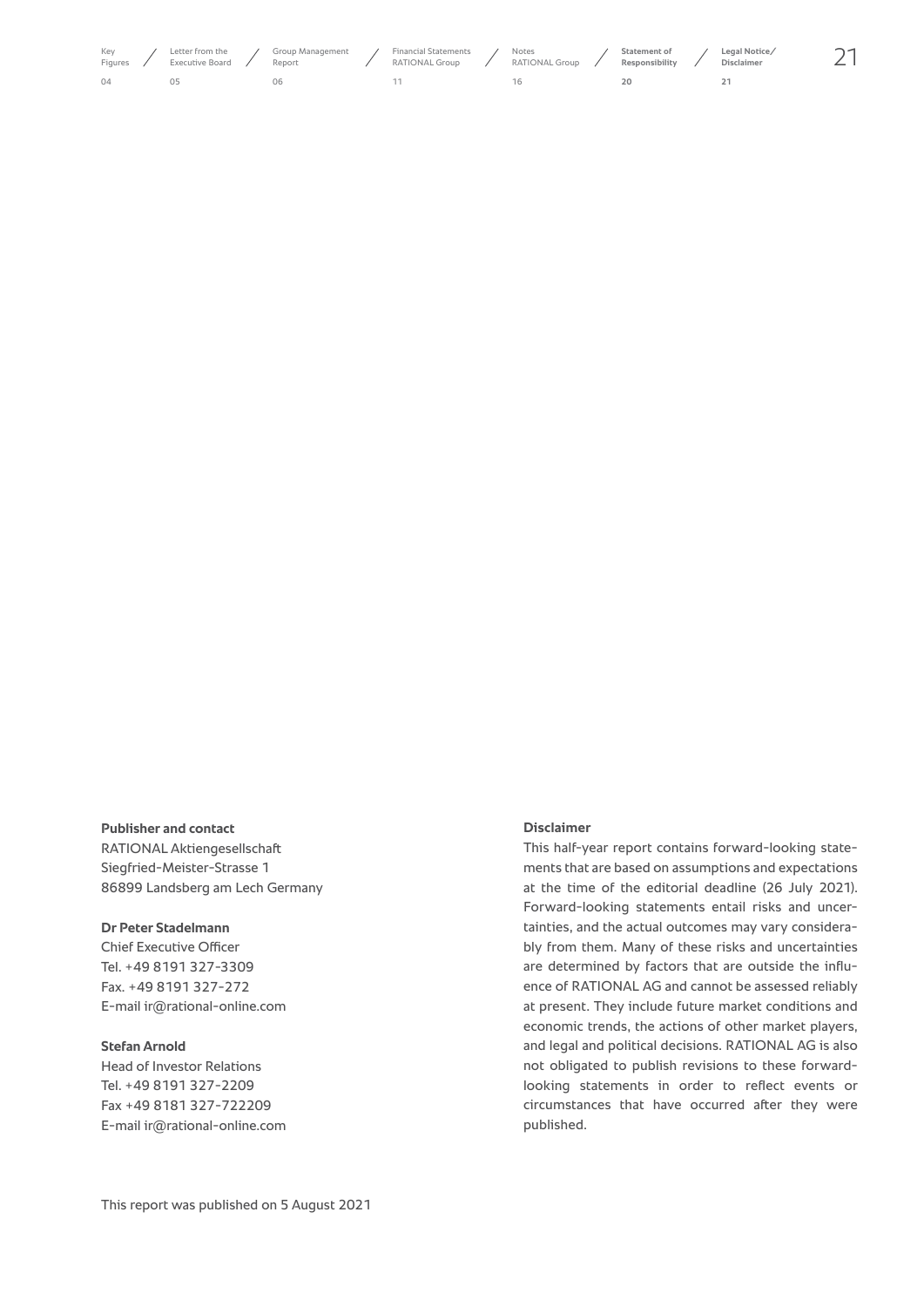**Publisher and contact**

RATIONAL Aktiengesellschaft
Siegfried-Meister-Strasse 1
86899 Landsberg am Lech Germany

**Dr Peter Stadelmann**

Chief Executive Officer
Tel. +49 8191 327-3309
Fax. +49 8191 327-272
E-mail ir@rational-online.com

**Stefan Arnold**

Head of Investor Relations
Tel. +49 8191 327-2209
Fax +49 8181 327-722209
E-mail ir@rational-online.com

**Disclaimer**

This half-year report contains forward-looking statements that are based on assumptions and expectations at the time of the editorial deadline (26 July 2021). Forward-looking statements entail risks and uncertainties, and the actual outcomes may vary considerably from them. Many of these risks and uncertainties are determined by factors that are outside the influence of RATIONAL AG and cannot be assessed reliably at present. They include future market conditions and economic trends, the actions of other market players, and legal and political decisions. RATIONAL AG is also not obligated to publish revisions to these forward-looking statements in order to reflect events or circumstances that have occurred after they were published.

This report was published on 5 August 2021